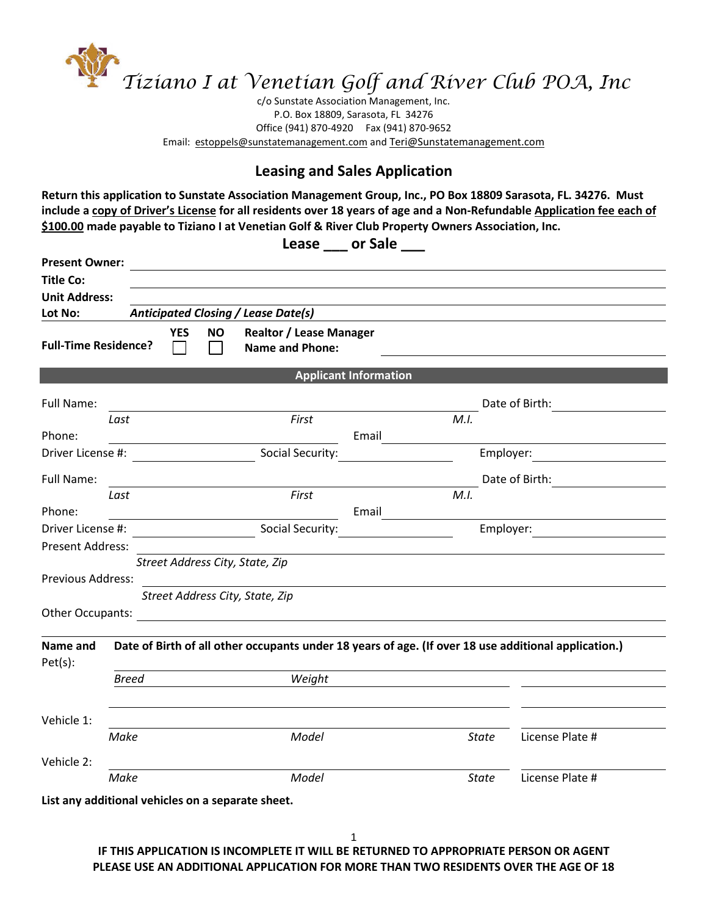# Tiziano I at Venetian Golf and River Club POA, Inc

c/o Sunstate Association Management, Inc.
P.O. Box 18809, Sarasota, FL 34276
Office (941) 870-4920 Fax (941) 870-9652
Email: estoppels@sunstatemanagement.com and Teri@Sunstatemanagement.com

## Leasing and Sales Application

**Return this application to Sunstate Association Management Group, Inc., PO Box 18809 Sarasota, FL. 34276. Must include a copy of Driver's License for all residents over 18 years of age and a Non-Refundable Application fee each of $100.00 made payable to Tiziano I at Venetian Golf & River Club Property Owners Association, Inc.**

**Lease ___ or Sale ___**

**Present Owner:** ____________________

**Title Co:** ____________________

**Unit Address:** ____________________

**Lot No:** ______ ***Anticipated Closing / Lease Date(s)*** ____________________

**Full-Time Residence?** **YES** ☐ **NO** ☐ **Realtor / Lease Manager Name and Phone:** ____________________

### Applicant Information

Full Name: ____________________ Date of Biirth: ____________
*Last* *First* *M.I.*

Phone: ____________________ Email ____________________

Driver License #: ____________ Social Security: ____________ Employer: ____________

Full Name: ____________________ Date of Birth: ____________
*Last* *First* *M.I.*

Phone: ____________________ Email ____________________

Driver License #: ____________ Social Security: ____________ Employer: ____________

Present Address: ____________________
*Street Address City, State, Zip*

Previous Address: ____________________
*Street Address City, State, Zip*

Other Occupants: ____________________

**Name and** **Date of Birth of all other occupants under 18 years of age. (If over 18 use additional application.)**

Pet(s): ____________________
*Breed* *Weight*

Vehicle 1: ____________________
*Make* *Model* *State* License Plate #

Vehicle 2: ____________________
*Make* *Model* *State* License Plate #

**List any additional vehicles on a separate sheet.**

**IF THIS APPLICATION IS INCOMPLETE IT WILL BE RETURNED TO APPROPRIATE PERSON OR AGENT**
**PLEASE USE AN ADDITIONAL APPLICATION FOR MORE THAN TWO RESIDENTS OVER THE AGE OF 18**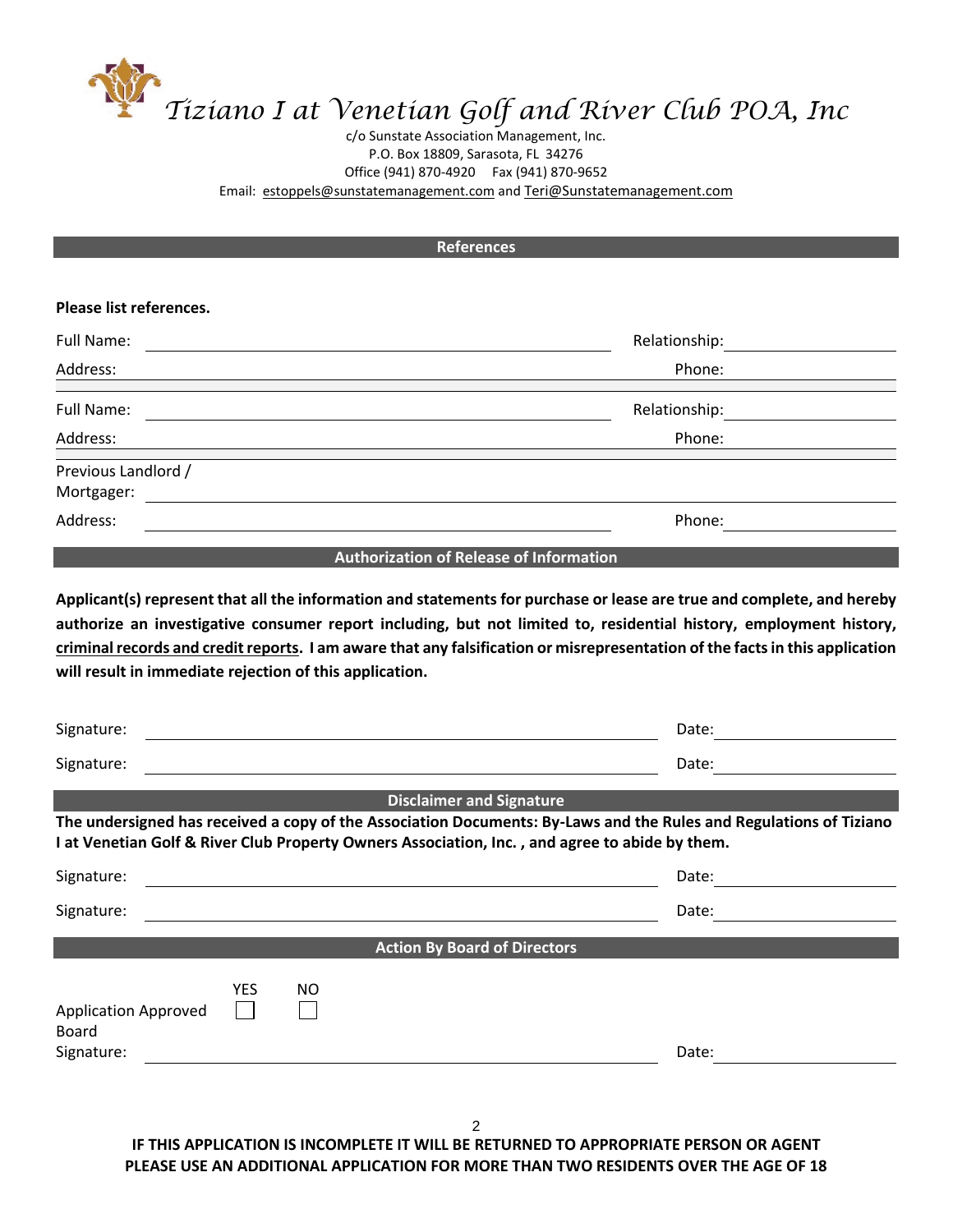# *Tiziano I at Venetian Golf and River Club POA, Inc*

c/o Sunstate Association Management, Inc.
P.O. Box 18809, Sarasota, FL 34276
Office (941) 870-4920 Fax (941) 870-9652
Email: estoppels@sunstatemanagement.com and Teri@Sunstatemanagement.com

## References

**Please list references.**

Full Name: ______________________________ Relationship: ______________

Address: ______________________________ Phone: ______________

Full Name: ______________________________ Relationship: ______________

Address: ______________________________ Phone: ______________

Previous Landlord / Mortgager: ______________________________

Address: ______________________________ Phone: ______________

## Authorization of Release of Information

**Applicant(s) represent that all the information and statements for purchase or lease are true and complete, and hereby authorize an investigative consumer report including, but not limited to, residential history, employment history, criminal records and credit reports. I am aware that any falsification or misrepresentation of the facts in this application will result in immediate rejection of this application.**

Signature: ______________________________ Date: ______________

Signature: ______________________________ Date: ______________

## Disclaimer and Signature

**The undersigned has received a copy of the Association Documents: By-Laws and the Rules and Regulations of Tiziano I at Venetian Golf & River Club Property Owners Association, Inc. , and agree to abide by them.**

Signature: ______________________________ Date: ______________

Signature: ______________________________ Date: ______________

## Action By Board of Directors

Application Approved YES ☐ NO ☐

Board Signature: ______________________________ Date: ______________

**IF THIS APPLICATION IS INCOMPLETE IT WILL BE RETURNED TO APPROPRIATE PERSON OR AGENT**
**PLEASE USE AN ADDITIONAL APPLICATION FOR MORE THAN TWO RESIDENTS OVER THE AGE OF 18**